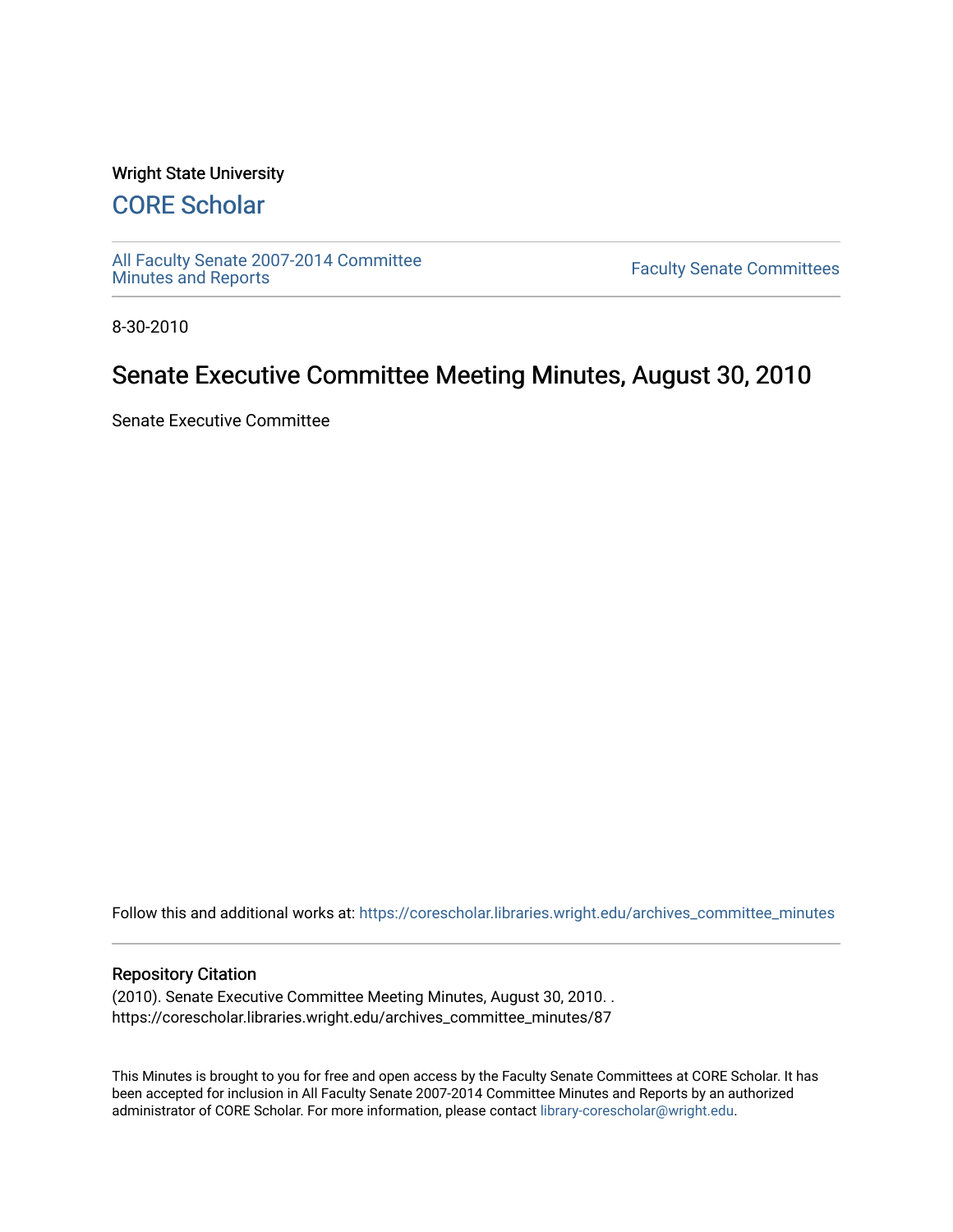Wright State University

## CORE Scholar

All Faculty Senate 2007-2014 Committee Minutes and Reports

Faculty Senate Committees

8-30-2010

# Senate Executive Committee Meeting Minutes, August 30, 2010

Senate Executive Committee

Follow this and additional works at: https://corescholar.libraries.wright.edu/archives_committee_minutes

### Repository Citation

(2010). Senate Executive Committee Meeting Minutes, August 30, 2010. .
https://corescholar.libraries.wright.edu/archives_committee_minutes/87

This Minutes is brought to you for free and open access by the Faculty Senate Committees at CORE Scholar. It has been accepted for inclusion in All Faculty Senate 2007-2014 Committee Minutes and Reports by an authorized administrator of CORE Scholar. For more information, please contact library-corescholar@wright.edu.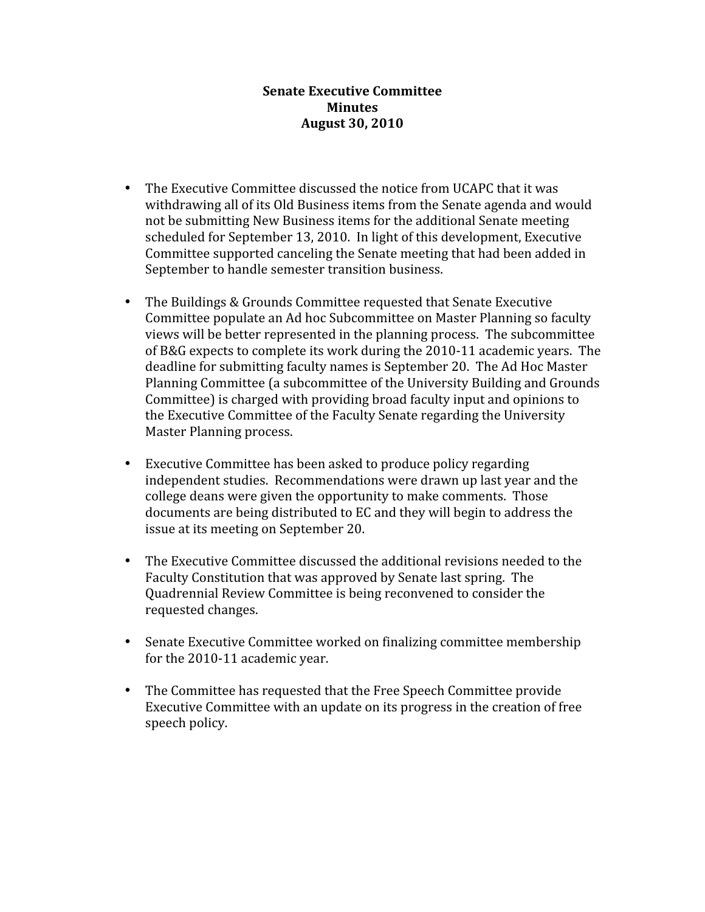**Senate Executive Committee**
**Minutes**
**August 30, 2010**

- The Executive Committee discussed the notice from UCAPC that it was withdrawing all of its Old Business items from the Senate agenda and would not be submitting New Business items for the additional Senate meeting scheduled for September 13, 2010. In light of this development, Executive Committee supported canceling the Senate meeting that had been added in September to handle semester transition business.

- The Buildings & Grounds Committee requested that Senate Executive Committee populate an Ad hoc Subcommittee on Master Planning so faculty views will be better represented in the planning process. The subcommittee of B&G expects to complete its work during the 2010-11 academic years. The deadline for submitting faculty names is September 20. The Ad Hoc Master Planning Committee (a subcommittee of the University Building and Grounds Committee) is charged with providing broad faculty input and opinions to the Executive Committee of the Faculty Senate regarding the University Master Planning process.

- Executive Committee has been asked to produce policy regarding independent studies. Recommendations were drawn up last year and the college deans were given the opportunity to make comments. Those documents are being distributed to EC and they will begin to address the issue at its meeting on September 20.

- The Executive Committee discussed the additional revisions needed to the Faculty Constitution that was approved by Senate last spring. The Quadrennial Review Committee is being reconvened to consider the requested changes.

- Senate Executive Committee worked on finalizing committee membership for the 2010-11 academic year.

- The Committee has requested that the Free Speech Committee provide Executive Committee with an update on its progress in the creation of free speech policy.